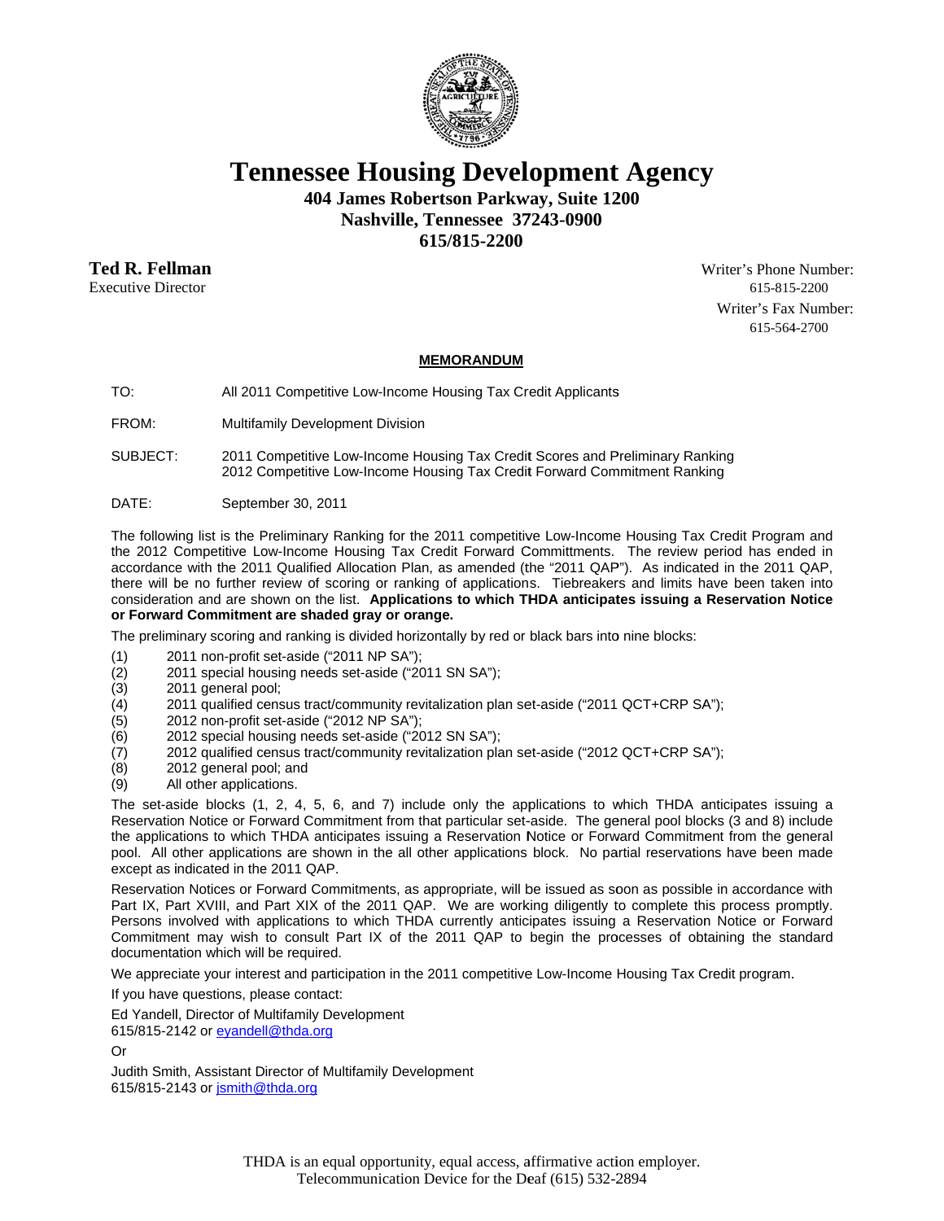# Tennessee Housing Development Agency

**404 James Robertson Parkway, Suite 1200**
**Nashville, Tennessee 37243-0900**
**615/815-2200**

**Ted R. Fellman**
Executive Director

Writer's Phone Number:
615-815-2200
Writer's Fax Number:
615-564-2700

## MEMORANDUM

| | |
|---|---|
| TO: | All 2011 Competitive Low-Income Housing Tax Credit Applicants |
| FROM: | Multifamily Development Division |
| SUBJECT: | 2011 Competitive Low-Income Housing Tax Credit Scores and Preliminary Ranking<br>2012 Competitive Low-Income Housing Tax Credit Forward Commitment Ranking |
| DATE: | September 30, 2011 |

The following list is the Preliminary Ranking for the 2011 competitive Low-Income Housing Tax Credit Program and the 2012 Competitive Low-Income Housing Tax Credit Forward Committments. The review period has ended in accordance with the 2011 Qualified Allocation Plan, as amended (the "2011 QAP"). As indicated in the 2011 QAP, there will be no further review of scoring or ranking of applications. Tiebreakers and limits have been taken into consideration and are shown on the list. **Applications to which THDA anticipates issuing a Reservation Notice or Forward Commitment are shaded gray or orange.**

The preliminary scoring and ranking is divided horizontally by red or black bars into nine blocks:

(1) 2011 non-profit set-aside ("2011 NP SA");
(2) 2011 special housing needs set-aside ("2011 SN SA");
(3) 2011 general pool;
(4) 2011 qualified census tract/community revitalization plan set-aside ("2011 QCT+CRP SA");
(5) 2012 non-profit set-aside ("2012 NP SA");
(6) 2012 special housing needs set-aside ("2012 SN SA");
(7) 2012 qualified census tract/community revitalization plan set-aside ("2012 QCT+CRP SA");
(8) 2012 general pool; and
(9) All other applications.

The set-aside blocks (1, 2, 4, 5, 6, and 7) include only the applications to which THDA anticipates issuing a Reservation Notice or Forward Commitment from that particular set-aside. The general pool blocks (3 and 8) include the applications to which THDA anticipates issuing a Reservation Notice or Forward Commitment from the general pool. All other applications are shown in the all other applications block. No partial reservations have been made except as indicated in the 2011 QAP.

Reservation Notices or Forward Commitments, as appropriate, will be issued as soon as possible in accordance with Part IX, Part XVIII, and Part XIX of the 2011 QAP. We are working diligently to complete this process promptly. Persons involved with applications to which THDA currently anticipates issuing a Reservation Notice or Forward Commitment may wish to consult Part IX of the 2011 QAP to begin the processes of obtaining the standard documentation which will be required.

We appreciate your interest and participation in the 2011 competitive Low-Income Housing Tax Credit program.

If you have questions, please contact:

Ed Yandell, Director of Multifamily Development
615/815-2142 or eyandell@thda.org

Or

Judith Smith, Assistant Director of Multifamily Development
615/815-2143 or jsmith@thda.org

THDA is an equal opportunity, equal access, affirmative action employer.
Telecommunication Device for the Deaf (615) 532-2894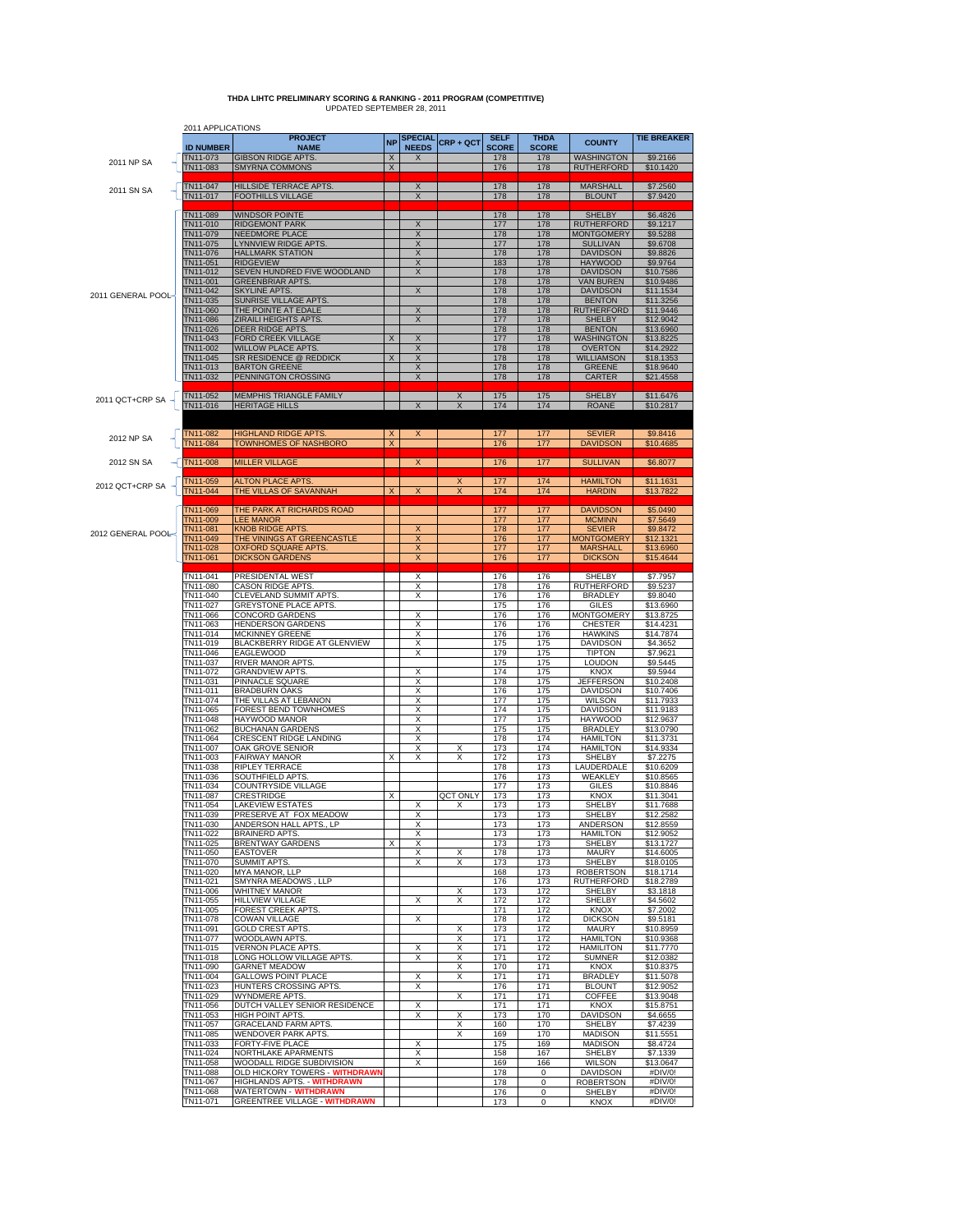# THDA LIHTC PRELIMINARY SCORING & RANKING - 2011 PROGRAM (COMPETITIVE)

UPDATED SEPTEMBER 28, 2011

2011 APPLICATIONS

| | ID NUMBER | PROJECT NAME | NP | SPECIAL NEEDS | CRP + QCT | SELF SCORE | THDA SCORE | COUNTY | TIE BREAKER |
|---|---|---|---|---|---|---|---|---|---|
| 2011 NP SA | TN11-073 | GIBSON RIDGE APTS. | X | X | | 178 | 178 | WASHINGTON | $9.2166 |
| | TN11-083 | SMYRNA COMMONS | X | | | 176 | 178 | RUTHERFORD | $10.1420 |
| 2011 SN SA | TN11-047 | HILLSIDE TERRACE APTS. | | X | | 178 | 178 | MARSHALL | $7.2560 |
| | TN11-017 | FOOTHILLS VILLAGE | | X | | 178 | 178 | BLOUNT | $7.9420 |
| 2011 GENERAL POOL | TN11-089 | WINDSOR POINTE | | | | 178 | 178 | SHELBY | $6.4826 |
| | TN11-010 | RIDGEMONT PARK | | X | | 177 | 178 | RUTHERFORD | $9.1217 |
| | TN11-079 | NEEDMORE PLACE | | X | | 178 | 178 | MONTGOMERY | $9.5288 |
| | TN11-075 | LYNNVIEW RIDGE APTS. | | X | | 177 | 178 | SULLIVAN | $9.6708 |
| | TN11-076 | HALLMARK STATION | | X | | 178 | 178 | DAVIDSON | $9.8826 |
| | TN11-051 | RIDGEVIEW | | X | | 183 | 178 | HAYWOOD | $9.9764 |
| | TN11-012 | SEVEN HUNDRED FIVE WOODLAND | | X | | 178 | 178 | DAVIDSON | $10.7586 |
| | TN11-001 | GREENBRIAR APTS. | | | | 178 | 178 | VAN BUREN | $10.9486 |
| | TN11-042 | SKYLINE APTS. | | X | | 178 | 178 | DAVIDSON | $11.1534 |
| | TN11-035 | SUNRISE VILLAGE APTS. | | | | 178 | 178 | BENTON | $11.3256 |
| | TN11-060 | THE POINTE AT EDALE | | X | | 178 | 178 | RUTHERFORD | $11.9446 |
| | TN11-086 | ZIRAILI HEIGHTS APTS. | | X | | 177 | 178 | SHELBY | $12.9042 |
| | TN11-026 | DEER RIDGE APTS. | | | | 178 | 178 | BENTON | $13.6960 |
| | TN11-043 | FORD CREEK VILLAGE | X | X | | 177 | 178 | WASHINGTON | $13.8225 |
| | TN11-002 | WILLOW PLACE APTS. | | X | | 178 | 178 | OVERTON | $14.2922 |
| | TN11-045 | SR RESIDENCE @ REDDICK | X | X | | 178 | 178 | WILLIAMSON | $18.1353 |
| | TN11-013 | BARTON GREENE | | X | | 178 | 178 | GREENE | $18.9640 |
| | TN11-032 | PENNINGTON CROSSING | | X | | 178 | 178 | CARTER | $21.4558 |
| 2011 QCT+CRP SA | TN11-052 | MEMPHIS TRIANGLE FAMILY | | | X | 175 | 175 | SHELBY | $11.6476 |
| | TN11-016 | HERITAGE HILLS | | X | X | 174 | 174 | ROANE | $10.2817 |
| 2012 NP SA | TN11-082 | HIGHLAND RIDGE APTS. | X | X | | 177 | 177 | SEVIER | $9.8416 |
| | TN11-084 | TOWNHOMES OF NASHBORO | X | | | 176 | 177 | DAVIDSON | $10.4685 |
| 2012 SN SA | TN11-008 | MILLER VILLAGE | | X | | 176 | 177 | SULLIVAN | $6.8077 |
| 2012 QCT+CRP SA | TN11-059 | ALTON PLACE APTS. | | | X | 177 | 174 | HAMILTON | $11.1631 |
| | TN11-044 | THE VILLAS OF SAVANNAH | X | X | X | 174 | 174 | HARDIN | $13.7822 |
| 2012 GENERAL POOL | TN11-069 | THE PARK AT RICHARDS ROAD | | | | 177 | 177 | DAVIDSON | $5.0490 |
| | TN11-009 | LEE MANOR | | | | 177 | 177 | MCMINN | $7.5649 |
| | TN11-081 | KNOB RIDGE APTS. | | X | | 178 | 177 | SEVIER | $9.8472 |
| | TN11-049 | THE VININGS AT GREENCASTLE | | X | | 176 | 177 | MONTGOMERY | $12.1321 |
| | TN11-028 | OXFORD SQUARE APTS. | | X | | 177 | 177 | MARSHALL | $13.6960 |
| | TN11-061 | DICKSON GARDENS | | X | | 176 | 177 | DICKSON | $15.4644 |
| | TN11-041 | PRESIDENTAL WEST | | X | | 176 | 176 | SHELBY | $7.7957 |
| | TN11-080 | CASON RIDGE APTS. | | X | | 178 | 176 | RUTHERFORD | $9.5237 |
| | TN11-040 | CLEVELAND SUMMIT APTS. | | X | | 176 | 176 | BRADLEY | $9.8040 |
| | TN11-027 | GREYSTONE PLACE APTS. | | | | 175 | 176 | GILES | $13.6960 |
| | TN11-066 | CONCORD GARDENS | | X | | 176 | 176 | MONTGOMERY | $13.8725 |
| | TN11-063 | HENDERSON GARDENS | | X | | 176 | 176 | CHESTER | $14.4231 |
| | TN11-014 | MCKINNEY GREENE | | X | | 176 | 176 | HAWKINS | $14.7874 |
| | TN11-019 | BLACKBERRY RIDGE AT GLENVIEW | | X | | 175 | 175 | DAVIDSON | $4.3652 |
| | TN11-046 | EAGLEWOOD | | X | | 179 | 175 | TIPTON | $7.9621 |
| | TN11-037 | RIVER MANOR APTS. | | | | 175 | 175 | LOUDON | $9.5445 |
| | TN11-072 | GRANDVIEW APTS. | | X | | 174 | 175 | KNOX | $9.5944 |
| | TN11-031 | PINNACLE SQUARE | | X | | 178 | 175 | JEFFERSON | $10.2408 |
| | TN11-011 | BRADBURN OAKS | | X | | 176 | 175 | DAVIDSON | $10.7406 |
| | TN11-074 | THE VILLAS AT LEBANON | | X | | 177 | 175 | WILSON | $11.7933 |
| | TN11-065 | FOREST BEND TOWNHOMES | | X | | 174 | 175 | DAVIDSON | $11.9183 |
| | TN11-048 | HAYWOOD MANOR | | X | | 177 | 175 | HAYWOOD | $12.9637 |
| | TN11-062 | BUCHANAN GARDENS | | X | | 175 | 175 | BRADLEY | $13.0790 |
| | TN11-064 | CRESCENT RIDGE LANDING | | X | | 178 | 174 | HAMILTON | $11.3731 |
| | TN11-007 | OAK GROVE SENIOR | | X | X | 173 | 174 | HAMILTON | $14.9334 |
| | TN11-003 | FAIRWAY MANOR | X | X | X | 172 | 173 | SHELBY | $7.2275 |
| | TN11-038 | RIPLEY TERRACE | | | | 178 | 173 | LAUDERDALE | $10.6209 |
| | TN11-036 | SOUTHFIELD APTS. | | | | 176 | 173 | WEAKLEY | $10.8565 |
| | TN11-034 | COUNTRYSIDE VILLAGE | | | | 177 | 173 | GILES | $10.8846 |
| | TN11-087 | CRESTRIDGE | X | | QCT ONLY | 173 | 173 | KNOX | $11.3041 |
| | TN11-054 | LAKEVIEW ESTATES | | X | X | 173 | 173 | SHELBY | $11.7688 |
| | TN11-039 | PRESERVE AT FOX MEADOW | | X | | 173 | 173 | SHELBY | $12.2582 |
| | TN11-030 | ANDERSON HALL APTS., LP | | X | | 173 | 173 | ANDERSON | $12.8559 |
| | TN11-022 | BRAINERD APTS. | | X | | 173 | 173 | HAMILTON | $12.9052 |
| | TN11-025 | BRENTWAY GARDENS | X | X | | 173 | 173 | SHELBY | $13.1727 |
| | TN11-050 | EASTOVER | | X | X | 178 | 173 | MAURY | $14.6005 |
| | TN11-070 | SUMMIT APTS. | | X | X | 173 | 173 | SHELBY | $18.0105 |
| | TN11-020 | MYA MANOR, LLP | | | | 168 | 173 | ROBERTSON | $18.1714 |
| | TN11-021 | SMYNRA MEADOWS , LLP | | | | 176 | 173 | RUTHERFORD | $18.2789 |
| | TN11-006 | WHITNEY MANOR | | | X | 173 | 172 | SHELBY | $3.1818 |
| | TN11-055 | HILLVIEW VILLAGE | | X | X | 172 | 172 | SHELBY | $4.5602 |
| | TN11-005 | FOREST CREEK APTS. | | | | 171 | 172 | KNOX | $7.2002 |
| | TN11-078 | COWAN VILLAGE | | X | | 178 | 172 | DICKSON | $9.5181 |
| | TN11-091 | GOLD CREST APTS. | | | X | 173 | 172 | MAURY | $10.8959 |
| | TN11-077 | WOODLAWN APTS. | | | X | 171 | 172 | HAMILTON | $10.9368 |
| | TN11-015 | VERNON PLACE APTS. | | X | X | 171 | 172 | HAMILITON | $11.7770 |
| | TN11-018 | LONG HOLLOW VILLAGE APTS. | | X | X | 171 | 172 | SUMNER | $12.0382 |
| | TN11-090 | GARNET MEADOW | | | X | 170 | 171 | KNOX | $10.8375 |
| | TN11-004 | GALLOWS POINT PLACE | | X | X | 171 | 171 | BRADLEY | $11.5078 |
| | TN11-023 | HUNTERS CROSSING APTS. | | X | | 176 | 171 | BLOUNT | $12.9052 |
| | TN11-029 | WYNDMERE APTS. | | | X | 171 | 171 | COFFEE | $13.9048 |
| | TN11-056 | DUTCH VALLEY SENIOR RESIDENCE | | X | | 171 | 171 | KNOX | $15.8751 |
| | TN11-053 | HIGH POINT APTS. | | X | X | 173 | 170 | DAVIDSON | $4.6655 |
| | TN11-057 | GRACELAND FARM APTS. | | | X | 160 | 170 | SHELBY | $7.4239 |
| | TN11-085 | WENDOVER PARK APTS. | | | X | 169 | 170 | MADISON | $11.5551 |
| | TN11-033 | FORTY-FIVE PLACE | | X | | 175 | 169 | MADISON | $8.4724 |
| | TN11-024 | NORTHLAKE APARMENTS | | X | | 158 | 167 | SHELBY | $7.1339 |
| | TN11-058 | WOODALL RIDGE SUBDIVISION | | X | | 169 | 166 | WILSON | $13.0647 |
| | TN11-088 | OLD HICKORY TOWERS - **WITHDRAWN** | | | | 178 | 0 | DAVIDSON | #DIV/0! |
| | TN11-067 | HIGHLANDS APTS. - **WITHDRAWN** | | | | 178 | 0 | ROBERTSON | #DIV/0! |
| | TN11-068 | WATERTOWN - **WITHDRAWN** | | | | 176 | 0 | SHELBY | #DIV/0! |
| | TN11-071 | GREENTREE VILLAGE - **WITHDRAWN** | | | | 173 | 0 | KNOX | #DIV/0! |